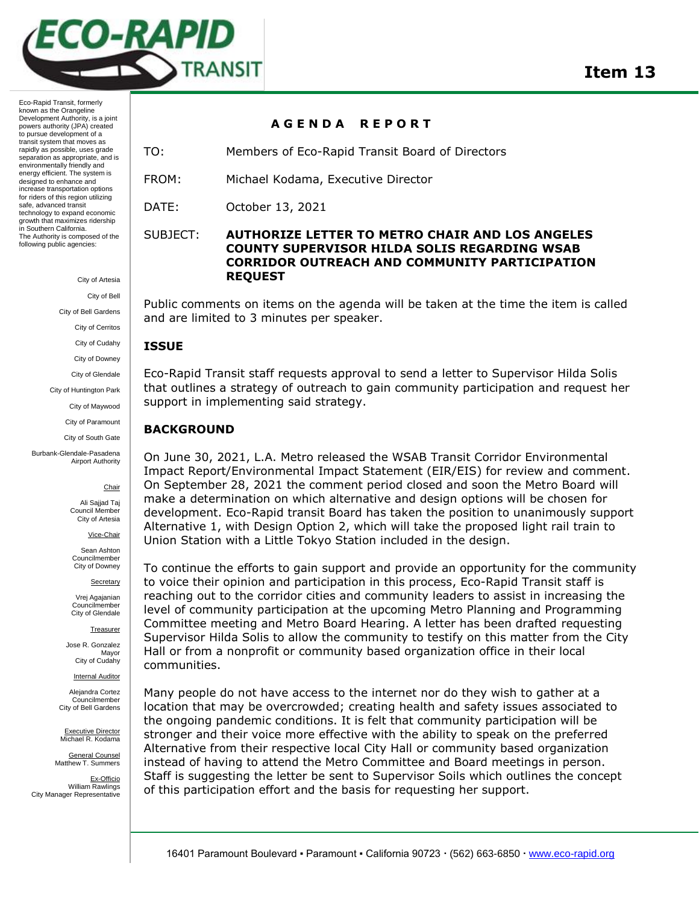# ECO-RAPID TRANSIT

**Item 13**

Eco-Rapid Transit, formerly known as the Orangeline Development Authority, is a joint powers authority (JPA) created to pursue development of a transit system that moves as rapidly as possible, uses grade separation as appropriate, and is environmentally friendly and energy efficient. The system is designed to enhance and increase transportation options for riders of this region utilizing safe, advanced transit technology to expand economic growth that maximizes ridership in Southern California.
The Authority is composed of the following public agencies:

City of Artesia
City of Bell
City of Bell Gardens
City of Cerritos
City of Cudahy
City of Downey
City of Glendale
City of Huntington Park
City of Maywood
City of Paramount
City of South Gate
Burbank-Glendale-Pasadena Airport Authority

Chair
Ali Sajjad Taj
Council Member
City of Artesia

Vice-Chair
Sean Ashton
Councilmember
City of Downey

Secretary
Vrej Agajanian
Councilmember
City of Glendale

Treasurer
Jose R. Gonzalez
Mayor
City of Cudahy

Internal Auditor
Alejandra Cortez
Councilmember
City of Bell Gardens

Executive Director
Michael R. Kodama

General Counsel
Matthew T. Summers

Ex-Officio
William Rawlings
City Manager Representative

## AGENDA REPORT

TO: Members of Eco-Rapid Transit Board of Directors

FROM: Michael Kodama, Executive Director

DATE: October 13, 2021

SUBJECT: **AUTHORIZE LETTER TO METRO CHAIR AND LOS ANGELES COUNTY SUPERVISOR HILDA SOLIS REGARDING WSAB CORRIDOR OUTREACH AND COMMUNITY PARTICIPATION REQUEST**

Public comments on items on the agenda will be taken at the time the item is called and are limited to 3 minutes per speaker.

### ISSUE

Eco-Rapid Transit staff requests approval to send a letter to Supervisor Hilda Solis that outlines a strategy of outreach to gain community participation and request her support in implementing said strategy.

### BACKGROUND

On June 30, 2021, L.A. Metro released the WSAB Transit Corridor Environmental Impact Report/Environmental Impact Statement (EIR/EIS) for review and comment. On September 28, 2021 the comment period closed and soon the Metro Board will make a determination on which alternative and design options will be chosen for development. Eco-Rapid transit Board has taken the position to unanimously support Alternative 1, with Design Option 2, which will take the proposed light rail train to Union Station with a Little Tokyo Station included in the design.

To continue the efforts to gain support and provide an opportunity for the community to voice their opinion and participation in this process, Eco-Rapid Transit staff is reaching out to the corridor cities and community leaders to assist in increasing the level of community participation at the upcoming Metro Planning and Programming Committee meeting and Metro Board Hearing. A letter has been drafted requesting Supervisor Hilda Solis to allow the community to testify on this matter from the City Hall or from a nonprofit or community based organization office in their local communities.

Many people do not have access to the internet nor do they wish to gather at a location that may be overcrowded; creating health and safety issues associated to the ongoing pandemic conditions. It is felt that community participation will be stronger and their voice more effective with the ability to speak on the preferred Alternative from their respective local City Hall or community based organization instead of having to attend the Metro Committee and Board meetings in person. Staff is suggesting the letter be sent to Supervisor Soils which outlines the concept of this participation effort and the basis for requesting her support.

16401 Paramount Boulevard ▪ Paramount ▪ California 90723 · (562) 663-6850 · www.eco-rapid.org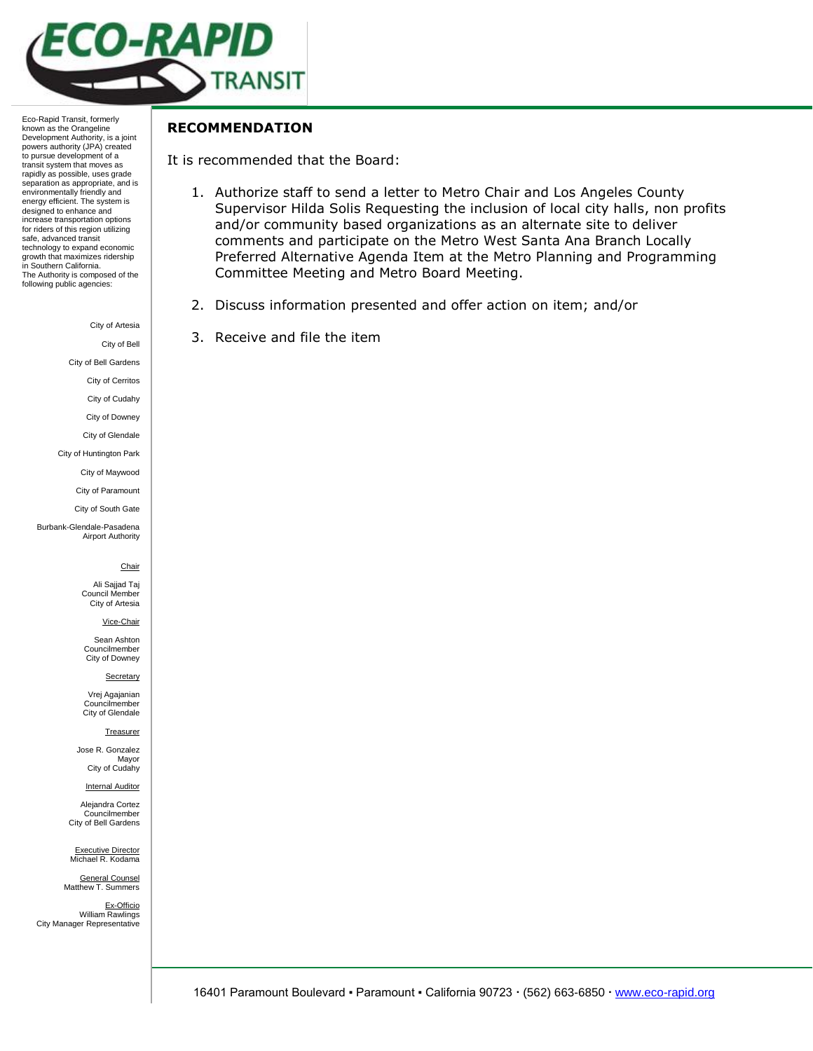Eco-Rapid Transit, formerly known as the Orangeline Development Authority, is a joint powers authority (JPA) created to pursue development of a transit system that moves as rapidly as possible, uses grade separation as appropriate, and is environmentally friendly and energy efficient. The system is designed to enhance and increase transportation options for riders of this region utilizing safe, advanced transit technology to expand economic growth that maximizes ridership in Southern California.
The Authority is composed of the following public agencies:

City of Artesia
City of Bell
City of Bell Gardens
City of Cerritos
City of Cudahy
City of Downey
City of Glendale
City of Huntington Park
City of Maywood
City of Paramount
City of South Gate
Burbank-Glendale-Pasadena Airport Authority

Chair
Ali Sajjad Taj
Council Member
City of Artesia

Vice-Chair
Sean Ashton
Councilmember
City of Downey

Secretary
Vrej Agajanian
Councilmember
City of Glendale

Treasurer
Jose R. Gonzalez
Mayor
City of Cudahy

Internal Auditor
Alejandra Cortez
Councilmember
City of Bell Gardens

Executive Director
Michael R. Kodama

General Counsel
Matthew T. Summers

Ex-Officio
William Rawlings
City Manager Representative

## RECOMMENDATION

It is recommended that the Board:

1. Authorize staff to send a letter to Metro Chair and Los Angeles County Supervisor Hilda Solis Requesting the inclusion of local city halls, non profits and/or community based organizations as an alternate site to deliver comments and participate on the Metro West Santa Ana Branch Locally Preferred Alternative Agenda Item at the Metro Planning and Programming Committee Meeting and Metro Board Meeting.

2. Discuss information presented and offer action on item; and/or

3. Receive and file the item

16401 Paramount Boulevard ▪ Paramount ▪ California 90723 · (562) 663-6850 · www.eco-rapid.org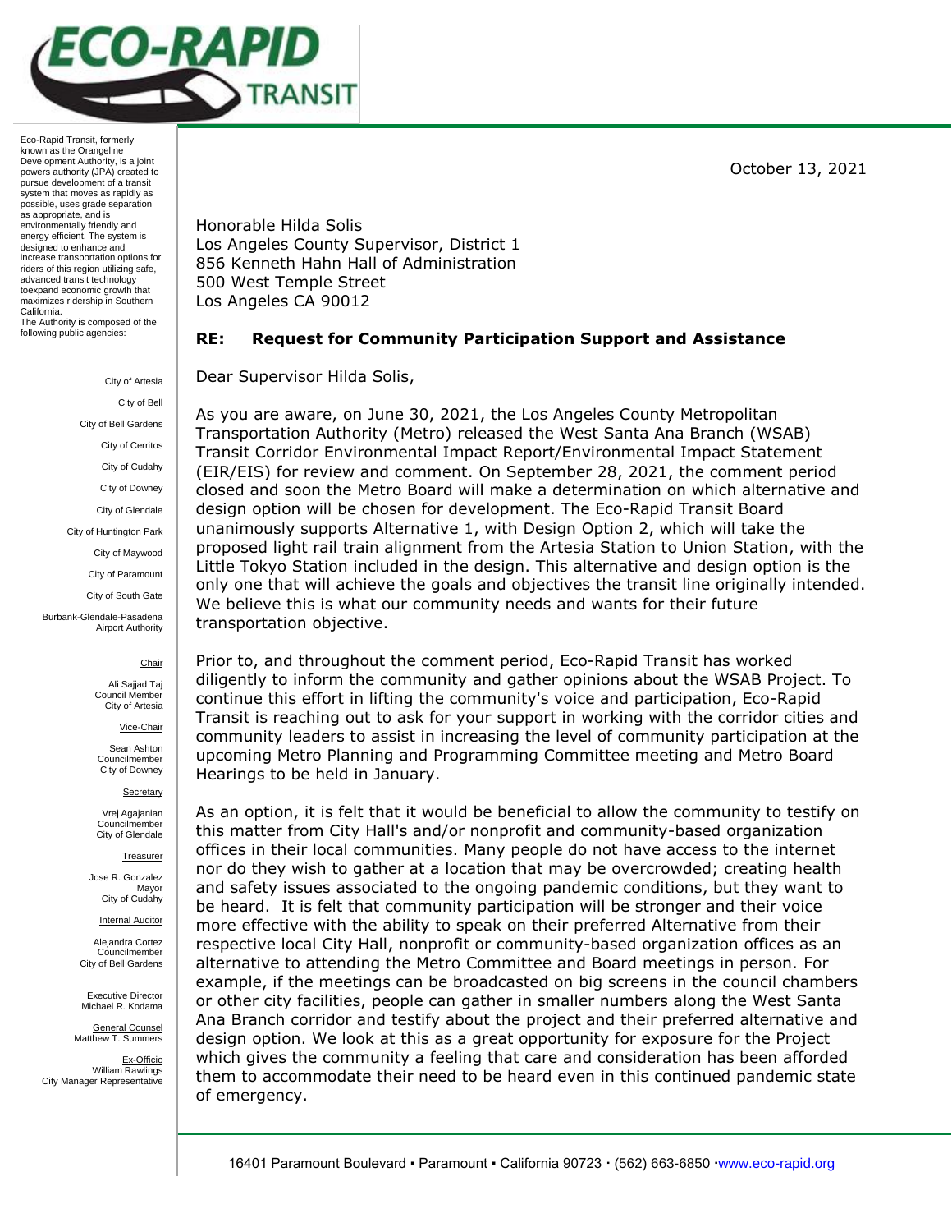# ECO-RAPID TRANSIT

Eco-Rapid Transit, formerly known as the Orangeline Development Authority, is a joint powers authority (JPA) created to pursue development of a transit system that moves as rapidly as possible, uses grade separation as appropriate, and is environmentally friendly and energy efficient. The system is designed to enhance and increase transportation options for riders of this region utilizing safe, advanced transit technology toexpand economic growth that maximizes ridership in Southern California.

The Authority is composed of the following public agencies:

City of Artesia
City of Bell
City of Bell Gardens
City of Cerritos
City of Cudahy
City of Downey
City of Glendale
City of Huntington Park
City of Maywood
City of Paramount
City of South Gate
Burbank-Glendale-Pasadena Airport Authority

Chair
Ali Sajjad Taj
Council Member
City of Artesia

Vice-Chair
Sean Ashton
Councilmember
City of Downey

Secretary
Vrej Agajanian
Councilmember
City of Glendale

Treasurer
Jose R. Gonzalez
Mayor
City of Cudahy

Internal Auditor
Alejandra Cortez
Councilmember
City of Bell Gardens

Executive Director
Michael R. Kodama

General Counsel
Matthew T. Summers

Ex-Officio
William Rawlings
City Manager Representative

October 13, 2021

Honorable Hilda Solis
Los Angeles County Supervisor, District 1
856 Kenneth Hahn Hall of Administration
500 West Temple Street
Los Angeles CA 90012

**RE: Request for Community Participation Support and Assistance**

Dear Supervisor Hilda Solis,

As you are aware, on June 30, 2021, the Los Angeles County Metropolitan Transportation Authority (Metro) released the West Santa Ana Branch (WSAB) Transit Corridor Environmental Impact Report/Environmental Impact Statement (EIR/EIS) for review and comment. On September 28, 2021, the comment period closed and soon the Metro Board will make a determination on which alternative and design option will be chosen for development. The Eco-Rapid Transit Board unanimously supports Alternative 1, with Design Option 2, which will take the proposed light rail train alignment from the Artesia Station to Union Station, with the Little Tokyo Station included in the design. This alternative and design option is the only one that will achieve the goals and objectives the transit line originally intended. We believe this is what our community needs and wants for their future transportation objective.

Prior to, and throughout the comment period, Eco-Rapid Transit has worked diligently to inform the community and gather opinions about the WSAB Project. To continue this effort in lifting the community's voice and participation, Eco-Rapid Transit is reaching out to ask for your support in working with the corridor cities and community leaders to assist in increasing the level of community participation at the upcoming Metro Planning and Programming Committee meeting and Metro Board Hearings to be held in January.

As an option, it is felt that it would be beneficial to allow the community to testify on this matter from City Hall's and/or nonprofit and community-based organization offices in their local communities. Many people do not have access to the internet nor do they wish to gather at a location that may be overcrowded; creating health and safety issues associated to the ongoing pandemic conditions, but they want to be heard. It is felt that community participation will be stronger and their voice more effective with the ability to speak on their preferred Alternative from their respective local City Hall, nonprofit or community-based organization offices as an alternative to attending the Metro Committee and Board meetings in person. For example, if the meetings can be broadcasted on big screens in the council chambers or other city facilities, people can gather in smaller numbers along the West Santa Ana Branch corridor and testify about the project and their preferred alternative and design option. We look at this as a great opportunity for exposure for the Project which gives the community a feeling that care and consideration has been afforded them to accommodate their need to be heard even in this continued pandemic state of emergency.

16401 Paramount Boulevard ▪ Paramount ▪ California 90723 · (562) 663-6850 ·www.eco-rapid.org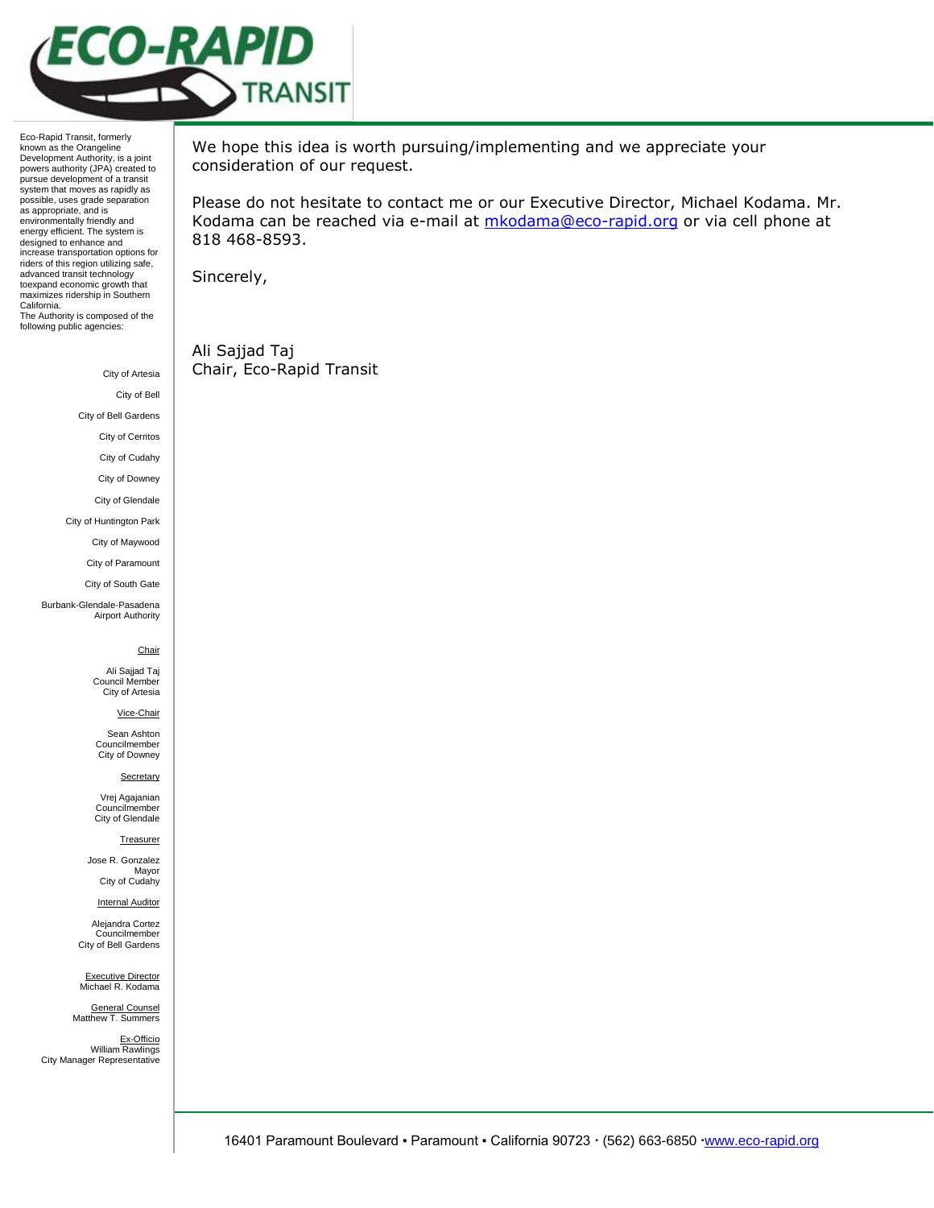We hope this idea is worth pursuing/implementing and we appreciate your consideration of our request.

Please do not hesitate to contact me or our Executive Director, Michael Kodama. Mr. Kodama can be reached via e-mail at mkodama@eco-rapid.org or via cell phone at 818 468-8593.

Sincerely,

Ali Sajjad Taj
Chair, Eco-Rapid Transit

---

Eco-Rapid Transit, formerly known as the Orangeline Development Authority, is a joint powers authority (JPA) created to pursue development of a transit system that moves as rapidly as possible, uses grade separation as appropriate, and is environmentally friendly and energy efficient. The system is designed to enhance and increase transportation options for riders of this region utilizing safe, advanced transit technology toexpand economic growth that maximizes ridership in Southern California.
The Authority is composed of the following public agencies:

City of Artesia
City of Bell
City of Bell Gardens
City of Cerritos
City of Cudahy
City of Downey
City of Glendale
City of Huntington Park
City of Maywood
City of Paramount
City of South Gate
Burbank-Glendale-Pasadena Airport Authority

Chair
Ali Sajjad Taj
Council Member
City of Artesia

Vice-Chair
Sean Ashton
Councilmember
City of Downey

Secretary
Vrej Agajanian
Councilmember
City of Glendale

Treasurer
Jose R. Gonzalez
Mayor
City of Cudahy

Internal Auditor
Alejandra Cortez
Councilmember
City of Bell Gardens

Executive Director
Michael R. Kodama

General Counsel
Matthew T. Summers

Ex-Officio
William Rawlings
City Manager Representative

16401 Paramount Boulevard ▪ Paramount ▪ California 90723 · (562) 663-6850 ·www.eco-rapid.org